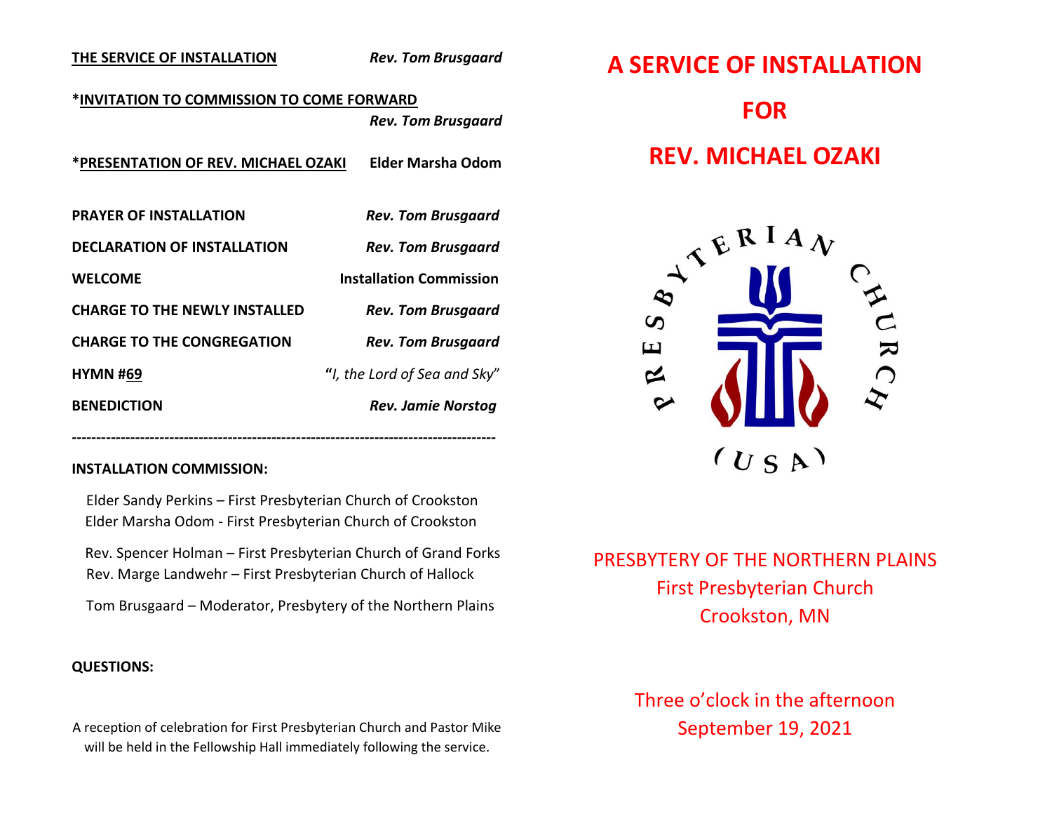**THE SERVICE OF INSTALLATION** — ***Rev. Tom Brusgaard***

**\*INVITATION TO COMMISSION TO COME FORWARD** — ***Rev. Tom Brusgaard***

**\*PRESENTATION OF REV. MICHAEL OZAKI** — **Elder Marsha Odom**

**PRAYER OF INSTALLATION** — ***Rev. Tom Brusgaard***

**DECLARATION OF INSTALLATION** — ***Rev. Tom Brusgaard***

**WELCOME** — **Installation Commission**

**CHARGE TO THE NEWLY INSTALLED** — ***Rev. Tom Brusgaard***

**CHARGE TO THE CONGREGATION** — ***Rev. Tom Brusgaard***

**HYMN #69** — "*I, the Lord of Sea and Sky*"

**BENEDICTION** — ***Rev. Jamie Norstog***

---

**INSTALLATION COMMISSION:**

Elder Sandy Perkins – First Presbyterian Church of Crookston
Elder Marsha Odom - First Presbyterian Church of Crookston

Rev. Spencer Holman – First Presbyterian Church of Grand Forks
Rev. Marge Landwehr – First Presbyterian Church of Hallock

Tom Brusgaard – Moderator, Presbytery of the Northern Plains

**QUESTIONS:**

A reception of celebration for First Presbyterian Church and Pastor Mike will be held in the Fellowship Hall immediately following the service.

# A SERVICE OF INSTALLATION

# FOR

# REV. MICHAEL OZAKI

PRESBYTERIAN CHURCH (USA)

PRESBYTERY OF THE NORTHERN PLAINS
First Presbyterian Church
Crookston, MN

Three o'clock in the afternoon
September 19, 2021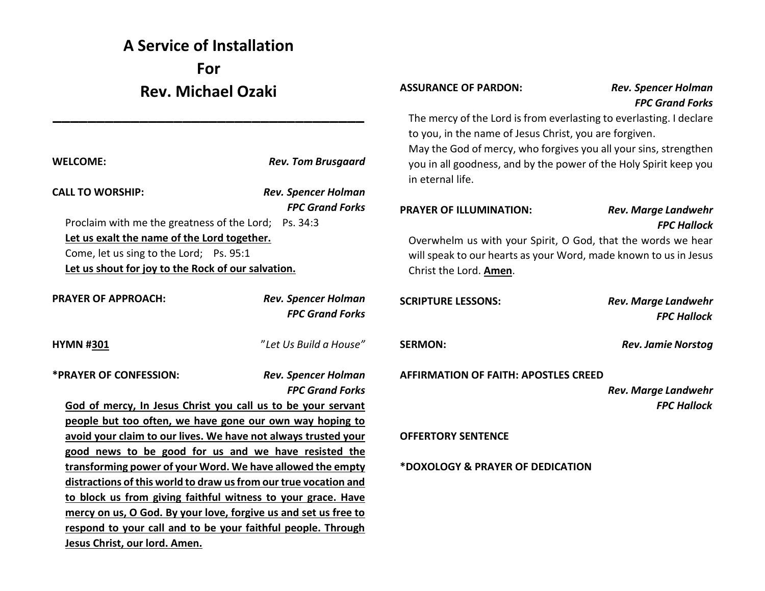# A Service of Installation
# For
# Rev. Michael Ozaki

---

**WELCOME:** *Rev. Tom Brusgaard*

**CALL TO WORSHIP:** *Rev. Spencer Holman*
*FPC Grand Forks*

Proclaim with me the greatness of the Lord; Ps. 34:3
**Let us exalt the name of the Lord together.**
Come, let us sing to the Lord; Ps. 95:1
**Let us shout for joy to the Rock of our salvation.**

**PRAYER OF APPROACH:** *Rev. Spencer Holman*
*FPC Grand Forks*

**HYMN #301** *"Let Us Build a House"*

***PRAYER OF CONFESSION:** *Rev. Spencer Holman*
*FPC Grand Forks*

**God of mercy, In Jesus Christ you call us to be your servant people but too often, we have gone our own way hoping to avoid your claim to our lives. We have not always trusted your good news to be good for us and we have resisted the transforming power of your Word. We have allowed the empty distractions of this world to draw us from our true vocation and to block us from giving faithful witness to your grace. Have mercy on us, O God. By your love, forgive us and set us free to respond to your call and to be your faithful people. Through Jesus Christ, our lord. Amen.**

**ASSURANCE OF PARDON:** *Rev. Spencer Holman*
*FPC Grand Forks*

The mercy of the Lord is from everlasting to everlasting. I declare to you, in the name of Jesus Christ, you are forgiven.
May the God of mercy, who forgives you all your sins, strengthen you in all goodness, and by the power of the Holy Spirit keep you in eternal life.

**PRAYER OF ILLUMINATION:** *Rev. Marge Landwehr*
*FPC Hallock*

Overwhelm us with your Spirit, O God, that the words we hear will speak to our hearts as your Word, made known to us in Jesus Christ the Lord. **Amen**.

**SCRIPTURE LESSONS:** *Rev. Marge Landwehr*
*FPC Hallock*

**SERMON:** *Rev. Jamie Norstog*

**AFFIRMATION OF FAITH: APOSTLES CREED**
*Rev. Marge Landwehr*
*FPC Hallock*

**OFFERTORY SENTENCE**

***DOXOLOGY & PRAYER OF DEDICATION**